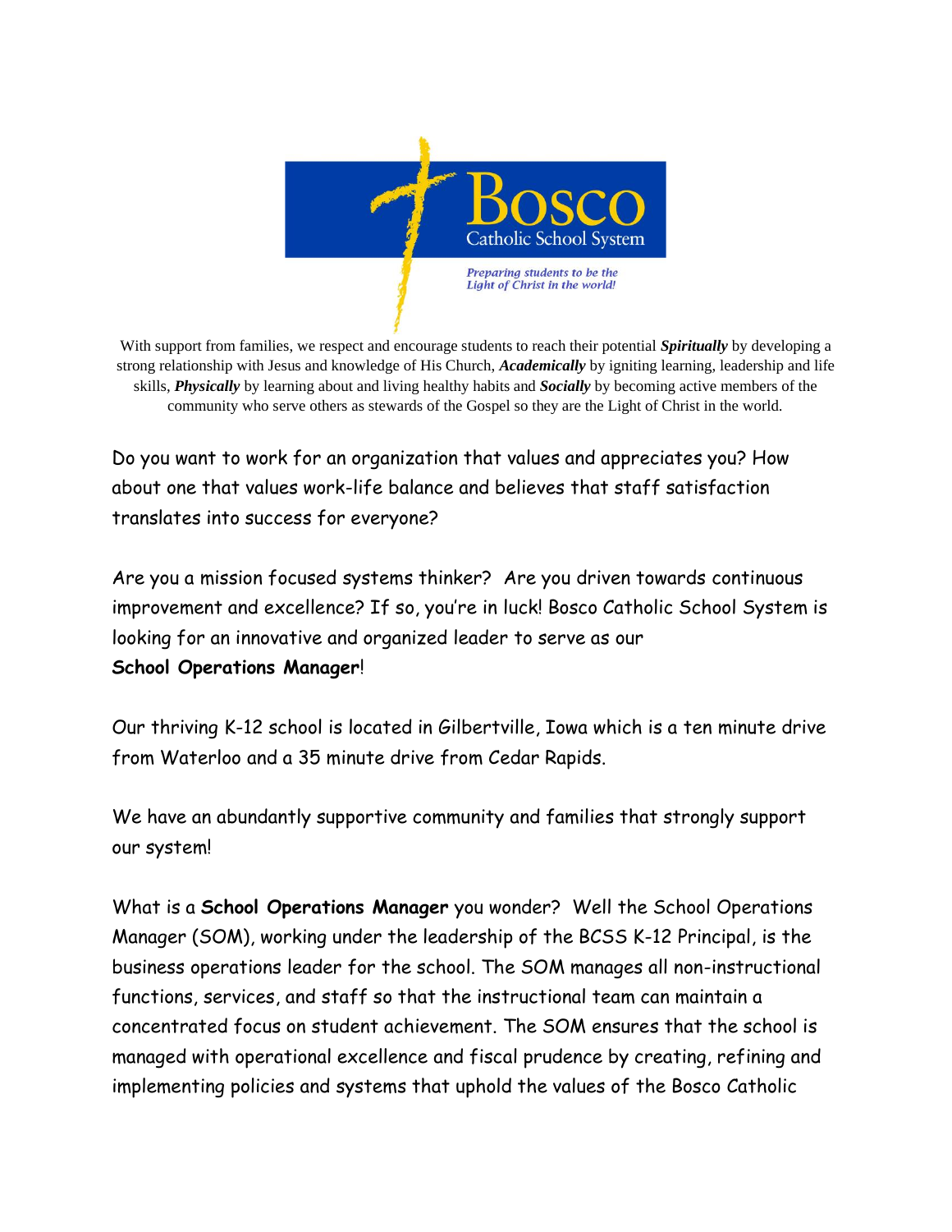**Bosco**
Catholic School System

*Preparing students to be the Light of Christ in the world!*

With support from families, we respect and encourage students to reach their potential ***Spiritually*** by developing a strong relationship with Jesus and knowledge of His Church, ***Academically*** by igniting learning, leadership and life skills, ***Physically*** by learning about and living healthy habits and ***Socially*** by becoming active members of the community who serve others as stewards of the Gospel so they are the Light of Christ in the world.

Do you want to work for an organization that values and appreciates you? How about one that values work-life balance and believes that staff satisfaction translates into success for everyone?

Are you a mission focused systems thinker? Are you driven towards continuous improvement and excellence? If so, you're in luck! Bosco Catholic School System is looking for an innovative and organized leader to serve as our **School Operations Manager**!

Our thriving K-12 school is located in Gilbertville, Iowa which is a ten minute drive from Waterloo and a 35 minute drive from Cedar Rapids.

We have an abundantly supportive community and families that strongly support our system!

What is a **School Operations Manager** you wonder? Well the School Operations Manager (SOM), working under the leadership of the BCSS K-12 Principal, is the business operations leader for the school. The SOM manages all non-instructional functions, services, and staff so that the instructional team can maintain a concentrated focus on student achievement. The SOM ensures that the school is managed with operational excellence and fiscal prudence by creating, refining and implementing policies and systems that uphold the values of the Bosco Catholic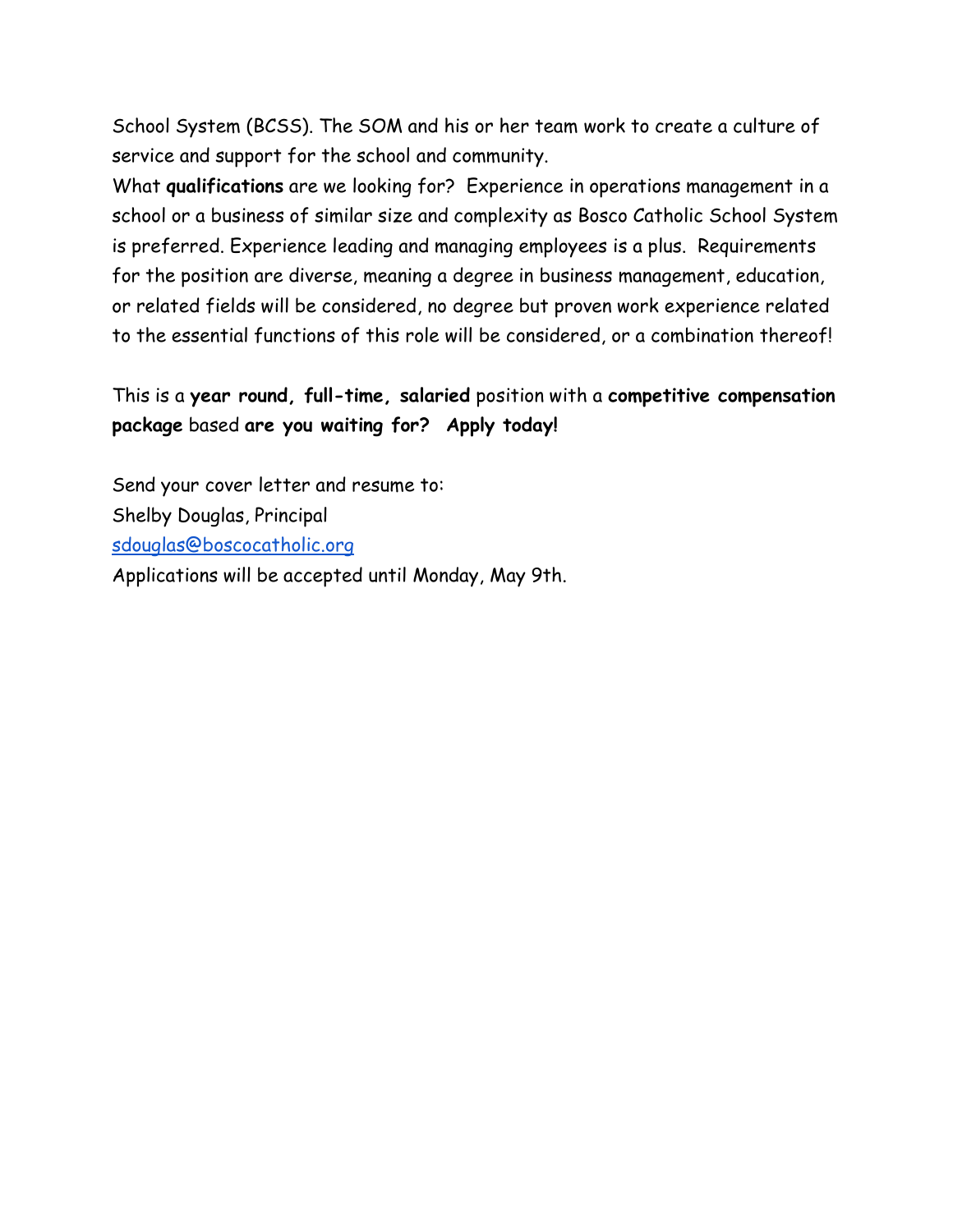School System (BCSS). The SOM and his or her team work to create a culture of service and support for the school and community.

What **qualifications** are we looking for? Experience in operations management in a school or a business of similar size and complexity as Bosco Catholic School System is preferred. Experience leading and managing employees is a plus. Requirements for the position are diverse, meaning a degree in business management, education, or related fields will be considered, no degree but proven work experience related to the essential functions of this role will be considered, or a combination thereof!

This is a **year round, full-time, salaried** position with a **competitive compensation package** based **are you waiting for? Apply today!**

Send your cover letter and resume to:
Shelby Douglas, Principal
[sdouglas@boscocatholic.org](mailto:sdouglas@boscocatholic.org)
Applications will be accepted until Monday, May 9th.